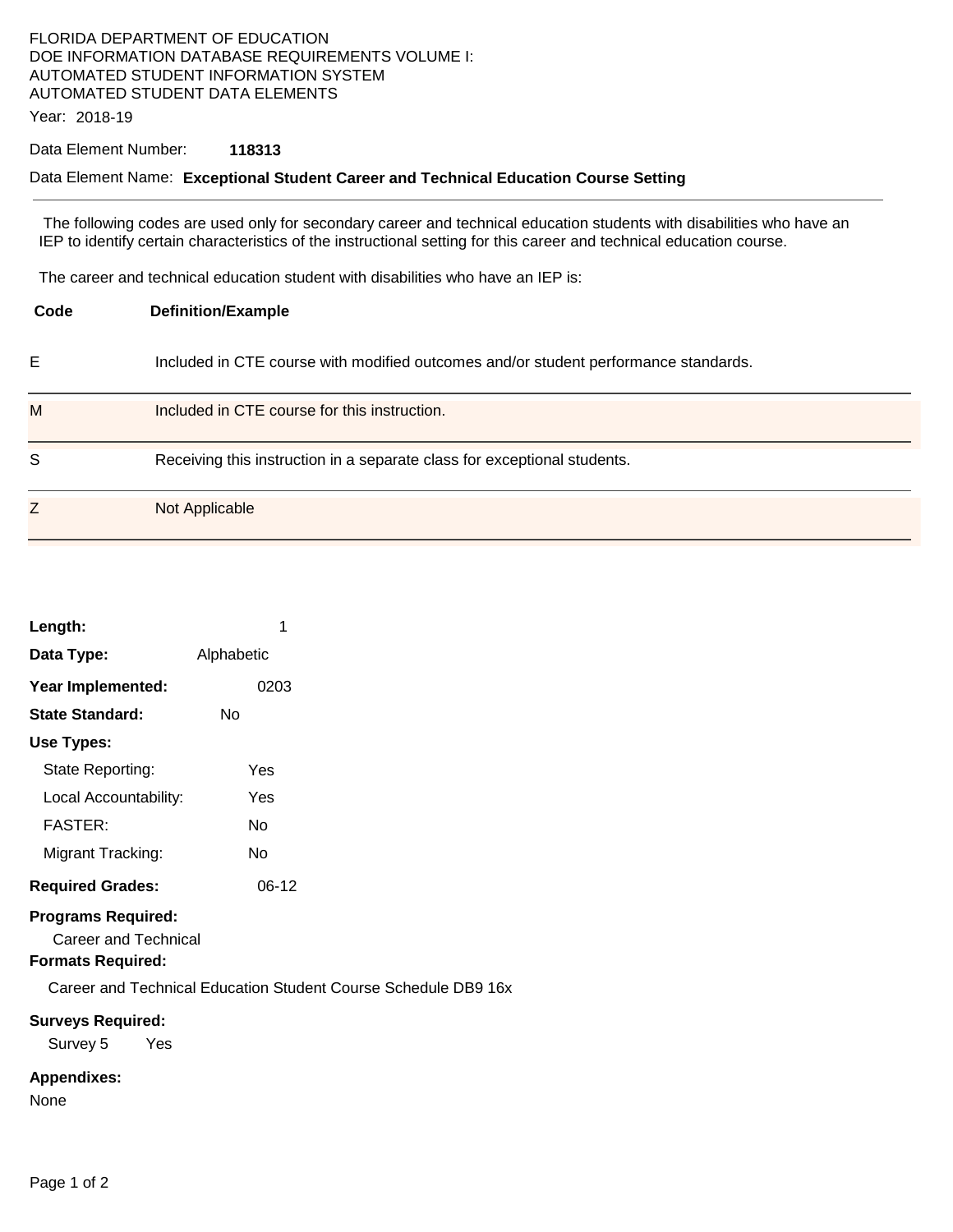FLORIDA DEPARTMENT OF EDUCATION
DOE INFORMATION DATABASE REQUIREMENTS VOLUME I:
AUTOMATED STUDENT INFORMATION SYSTEM
AUTOMATED STUDENT DATA ELEMENTS

Year: 2018-19

Data Element Number: **118313**

Data Element Name: **Exceptional Student Career and Technical Education Course Setting**

---

The following codes are used only for secondary career and technical education students with disabilities who have an IEP to identify certain characteristics of the instructional setting for this career and technical education course.

The career and technical education student with disabilities who have an IEP is:

| Code | Definition/Example |
|---|---|
| E | Included in CTE course with modified outcomes and/or student performance standards. |
| M | Included in CTE course for this instruction. |
| S | Receiving this instruction in a separate class for exceptional students. |
| Z | Not Applicable |

**Length:** 1

**Data Type:** Alphabetic

**Year Implemented:** 0203

**State Standard:** No

**Use Types:**

- State Reporting: Yes
- Local Accountability: Yes
- FASTER: No
- Migrant Tracking: No

**Required Grades:** 06-12

**Programs Required:**

Career and Technical

**Formats Required:**

Career and Technical Education Student Course Schedule DB9 16x

**Surveys Required:**

Survey 5 Yes

**Appendixes:**

None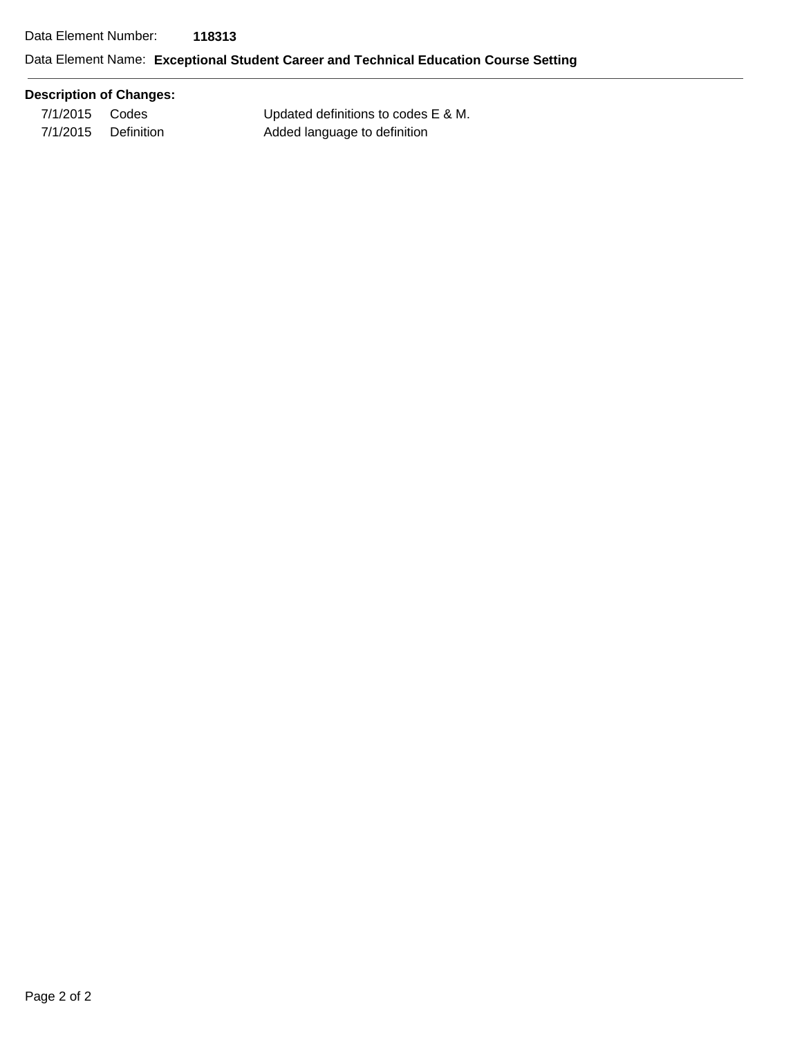Data Element Number: **118313**

Data Element Name: **Exceptional Student Career and Technical Education Course Setting**

---

**Description of Changes:**

| | | |
|---|---|---|
| 7/1/2015 | Codes | Updated definitions to codes E & M. |
| 7/1/2015 | Definition | Added language to definition |